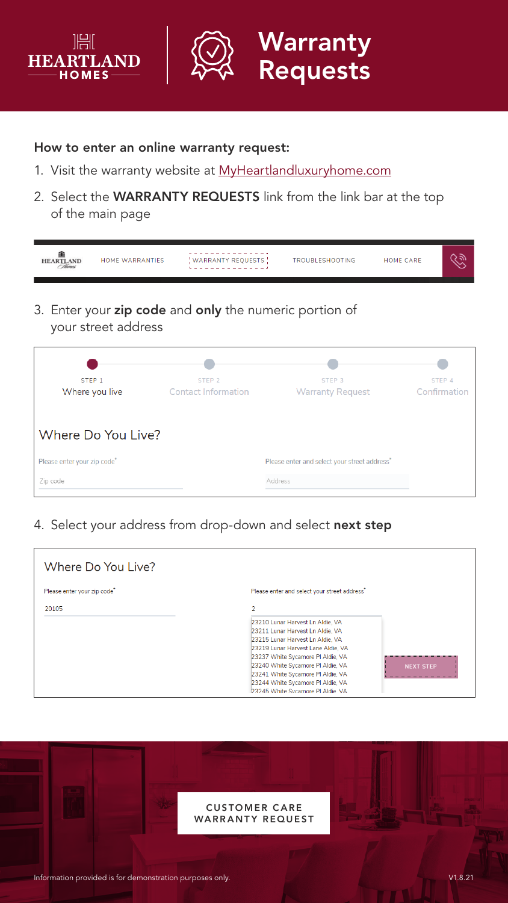HEARTLAND HOMES

# Warranty Requests

### How to enter an online warranty request:

1. Visit the warranty website at MyHeartlandluxuryhome.com
2. Select the **WARRANTY REQUESTS** link from the link bar at the top of the main page

HEARTLAND Homes | HOME WARRANTIES | WARRANTY REQUESTS | TROUBLESHOOTING | HOME CARE

3. Enter your **zip code** and **only** the numeric portion of your street address

STEP 1 Where you live | STEP 2 Contact Information | STEP 3 Warranty Request | STEP 4 Confirmation

Where Do You Live?

Please enter your zip code* — Zip code

Please enter and select your street address* — Address

4. Select your address from drop-down and select **next step**

Where Do You Live?

Please enter your zip code* — 20105

Please enter and select your street address* — 2

23210 Lunar Harvest Ln Aldie, VA
23211 Lunar Harvest Ln Aldie, VA
23215 Lunar Harvest Ln Aldie, VA
23219 Lunar Harvest Lane Aldie, VA
23237 White Sycamore Pl Aldie, VA
23240 White Sycamore Pl Aldie, VA
23241 White Sycamore Pl Aldie, VA
23244 White Sycamore Pl Aldie, VA
23245 White Sycamore Pl Aldie, VA

NEXT STEP

CUSTOMER CARE
WARRANTY REQUEST

Information provided is for demonstration purposes only.

V1.8.21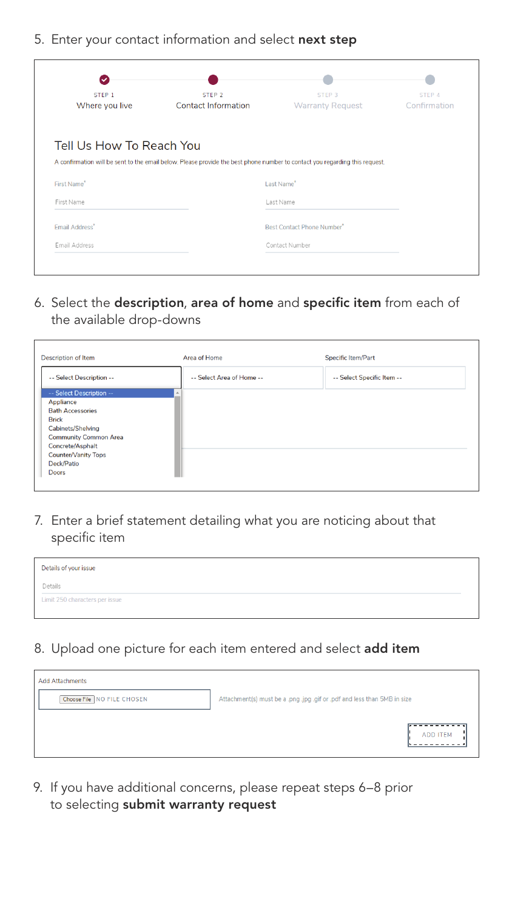5. Enter your contact information and select **next step**

STEP 1
Where you live

STEP 2
Contact Information

STEP 3
Warranty Request

STEP 4
Confirmation

Tell Us How To Reach You

A confirmation will be sent to the email below. Please provide the best phone number to contact you regarding this request.

First Name*

First Name

Last Name*

Last Name

Email Address*

Email Address

Best Contact Phone Number*

Contact Number

6. Select the **description**, **area of home** and **specific item** from each of the available drop-downs

Description of Item

-- Select Description --

Area of Home

-- Select Area of Home --

Specific Item/Part

-- Select Specific Item --

-- Select Description --
Appliance
Bath Accessories
Brick
Cabinets/Shelving
Community Common Area
Concrete/Asphalt
Counter/Vanity Tops
Deck/Patio
Doors

7. Enter a brief statement detailing what you are noticing about that specific item

Details of your issue

Details

Limit 250 characters per issue

8. Upload one picture for each item entered and select **add item**

Add Attachments

Choose File NO FILE CHOSEN

Attachment(s) must be a .png .jpg .gif or .pdf and less than 5MB in size

ADD ITEM

9. If you have additional concerns, please repeat steps 6–8 prior to selecting **submit warranty request**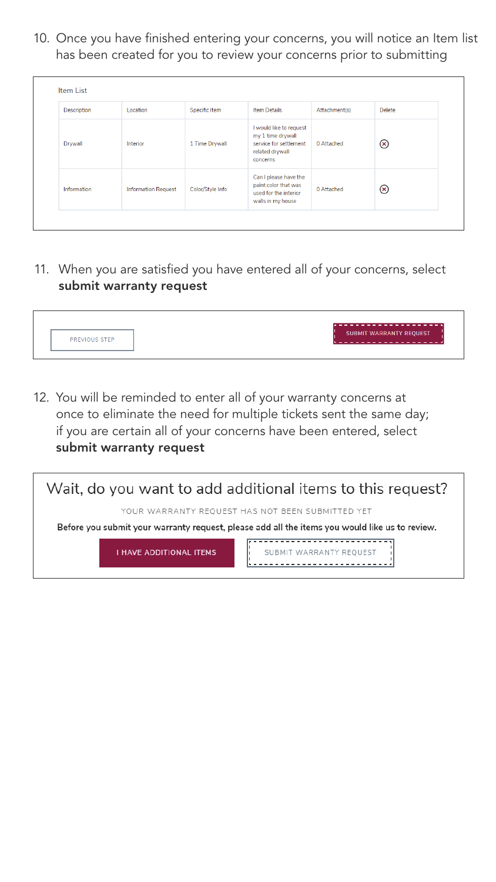10. Once you have finished entering your concerns, you will notice an Item list has been created for you to review your concerns prior to submitting

Item List

| Description | Location | Specific Item | Item Details | Attachment(s) | Delete |
|---|---|---|---|---|---|
| Drywall | Interior | 1 Time Drywall | I would like to request my 1 time drywall service for settlement related drywall concerns | 0 Attached | ⊗ |
| Information | Information Request | Color/Style Info | Can I please have the paint color that was used for the interior walls in my house | 0 Attached | ⊗ |

11. When you are satisfied you have entered all of your concerns, select **submit warranty request**

PREVIOUS STEP | SUBMIT WARRANTY REQUEST

12. You will be reminded to enter all of your warranty concerns at once to eliminate the need for multiple tickets sent the same day; if you are certain all of your concerns have been entered, select **submit warranty request**

Wait, do you want to add additional items to this request?

YOUR WARRANTY REQUEST HAS NOT BEEN SUBMITTED YET

**Before you submit your warranty request, please add all the items you would like us to review.**

I HAVE ADDITIONAL ITEMS | SUBMIT WARRANTY REQUEST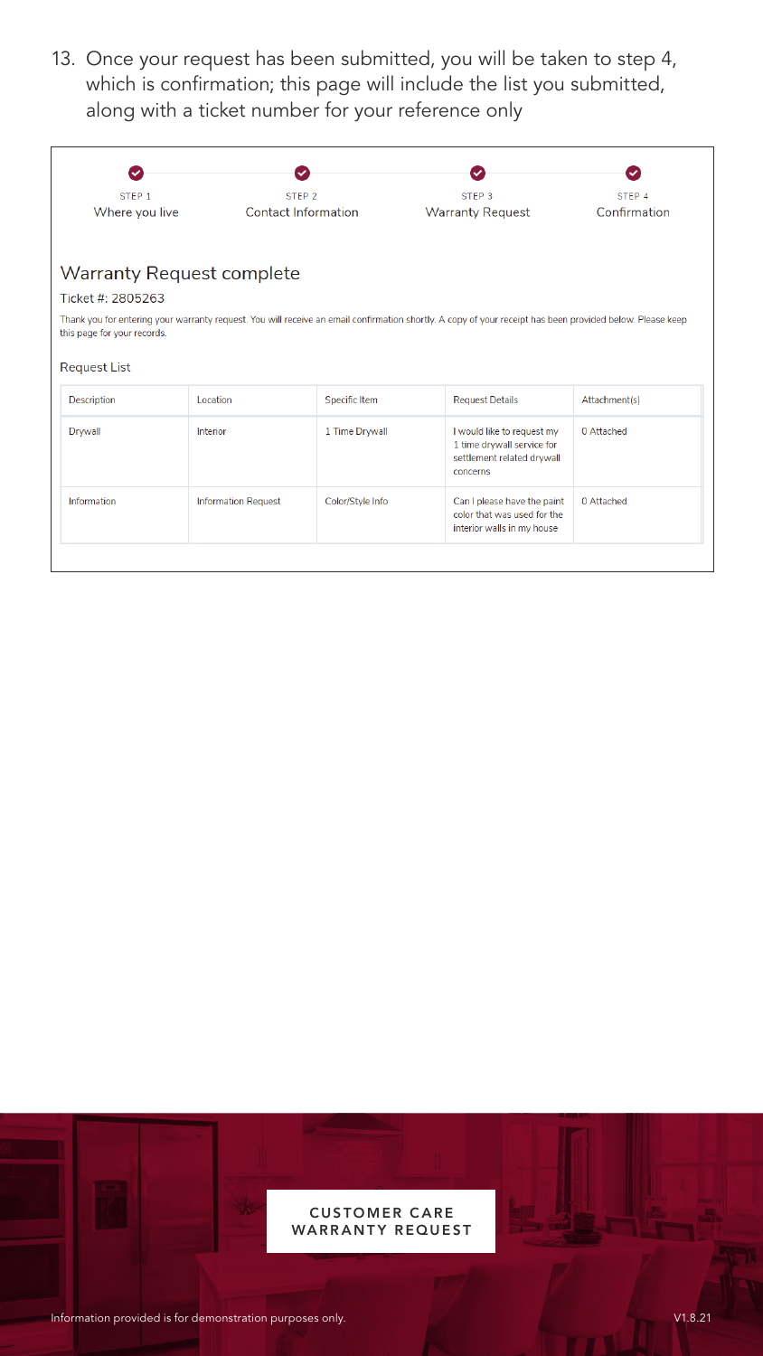13. Once your request has been submitted, you will be taken to step 4, which is confirmation; this page will include the list you submitted, along with a ticket number for your reference only

STEP 1 Where you live | STEP 2 Contact Information | STEP 3 Warranty Request | STEP 4 Confirmation

## Warranty Request complete

Ticket #: 2805263

Thank you for entering your warranty request. You will receive an email confirmation shortly. A copy of your receipt has been provided below. Please keep this page for your records.

Request List

| Description | Location | Specific Item | Request Details | Attachment(s) |
| --- | --- | --- | --- | --- |
| Drywall | Interior | 1 Time Drywall | I would like to request my 1 time drywall service for settlement related drywall concerns | 0 Attached |
| Information | Information Request | Color/Style Info | Can I please have the paint color that was used for the interior walls in my house | 0 Attached |

CUSTOMER CARE
WARRANTY REQUEST

Information provided is for demonstration purposes only.

V1.8.21